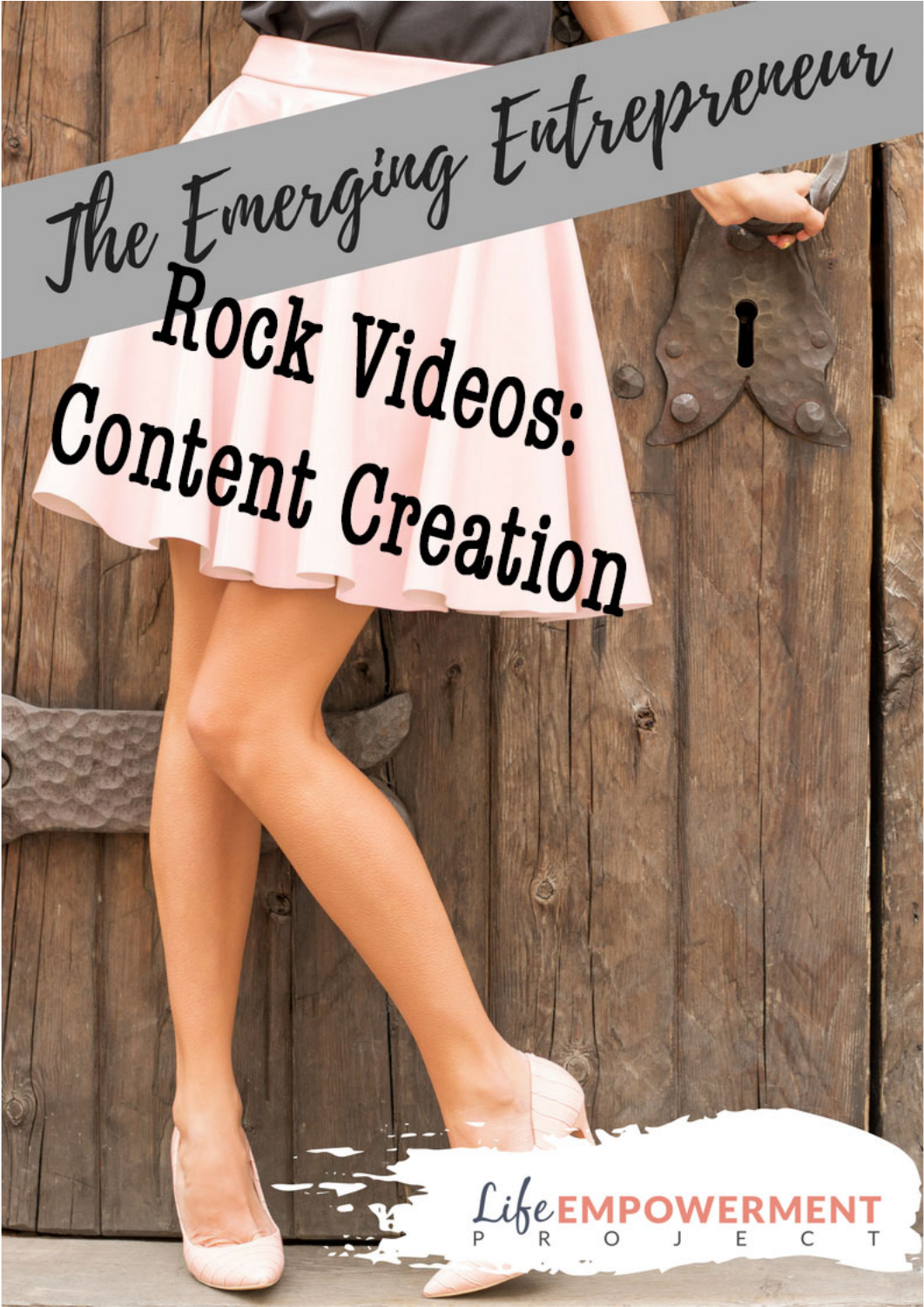# The Emerging Entrepreneur

# Rock Videos: Content Creation

Life EMPOWERMENT PROJECT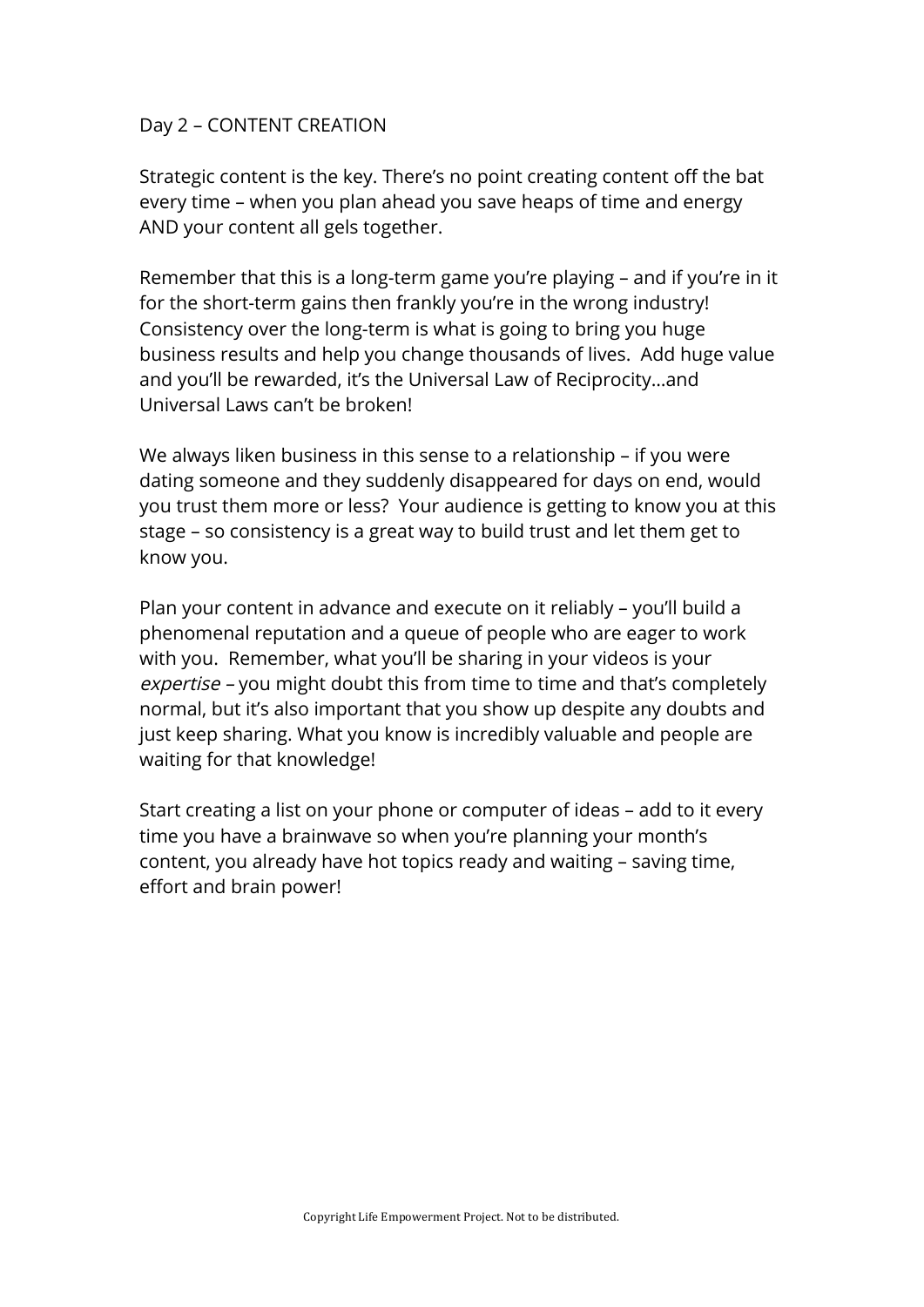## Day 2 – CONTENT CREATION

Strategic content is the key. There's no point creating content off the bat every time – when you plan ahead you save heaps of time and energy AND your content all gels together.

Remember that this is a long-term game you're playing – and if you're in it for the short-term gains then frankly you're in the wrong industry! Consistency over the long-term is what is going to bring you huge business results and help you change thousands of lives. Add huge value and you'll be rewarded, it's the Universal Law of Reciprocity…and Universal Laws can't be broken!

We always liken business in this sense to a relationship – if you were dating someone and they suddenly disappeared for days on end, would you trust them more or less? Your audience is getting to know you at this stage – so consistency is a great way to build trust and let them get to know you.

Plan your content in advance and execute on it reliably – you'll build a phenomenal reputation and a queue of people who are eager to work with you. Remember, what you'll be sharing in your videos is your *expertise* – you might doubt this from time to time and that's completely normal, but it's also important that you show up despite any doubts and just keep sharing. What you know is incredibly valuable and people are waiting for that knowledge!

Start creating a list on your phone or computer of ideas – add to it every time you have a brainwave so when you're planning your month's content, you already have hot topics ready and waiting – saving time, effort and brain power!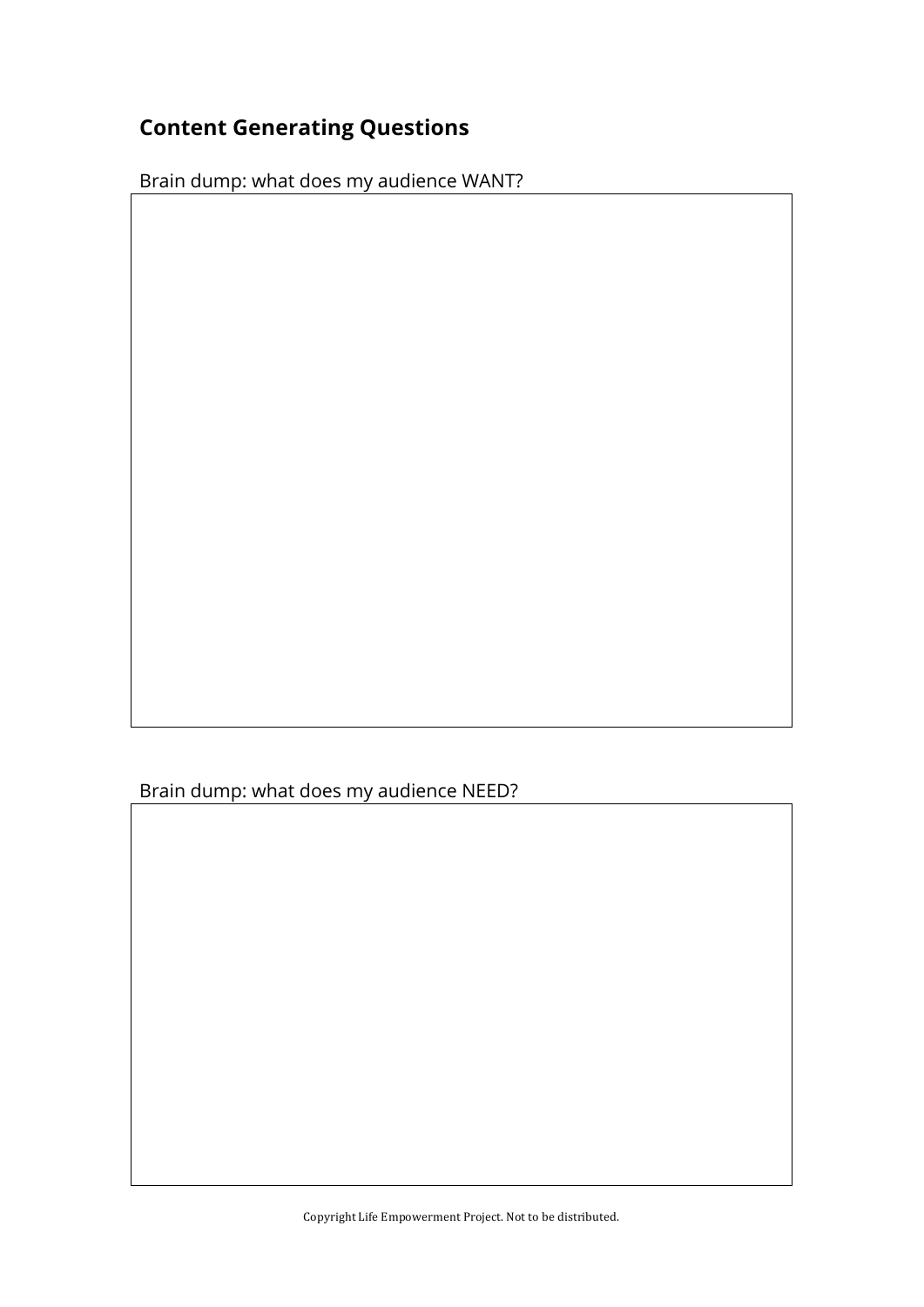## Content Generating Questions

Brain dump: what does my audience WANT?

Brain dump: what does my audience NEED?

Copyright Life Empowerment Project. Not to be distributed.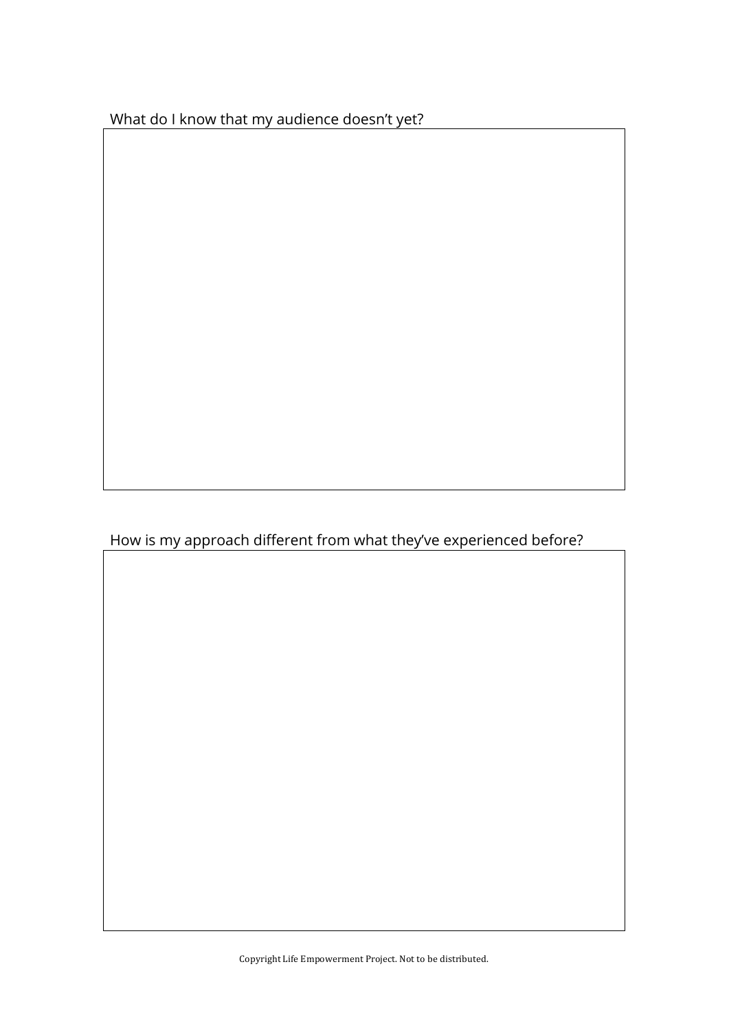What do I know that my audience doesn't yet?

How is my approach different from what they've experienced before?

Copyright Life Empowerment Project. Not to be distributed.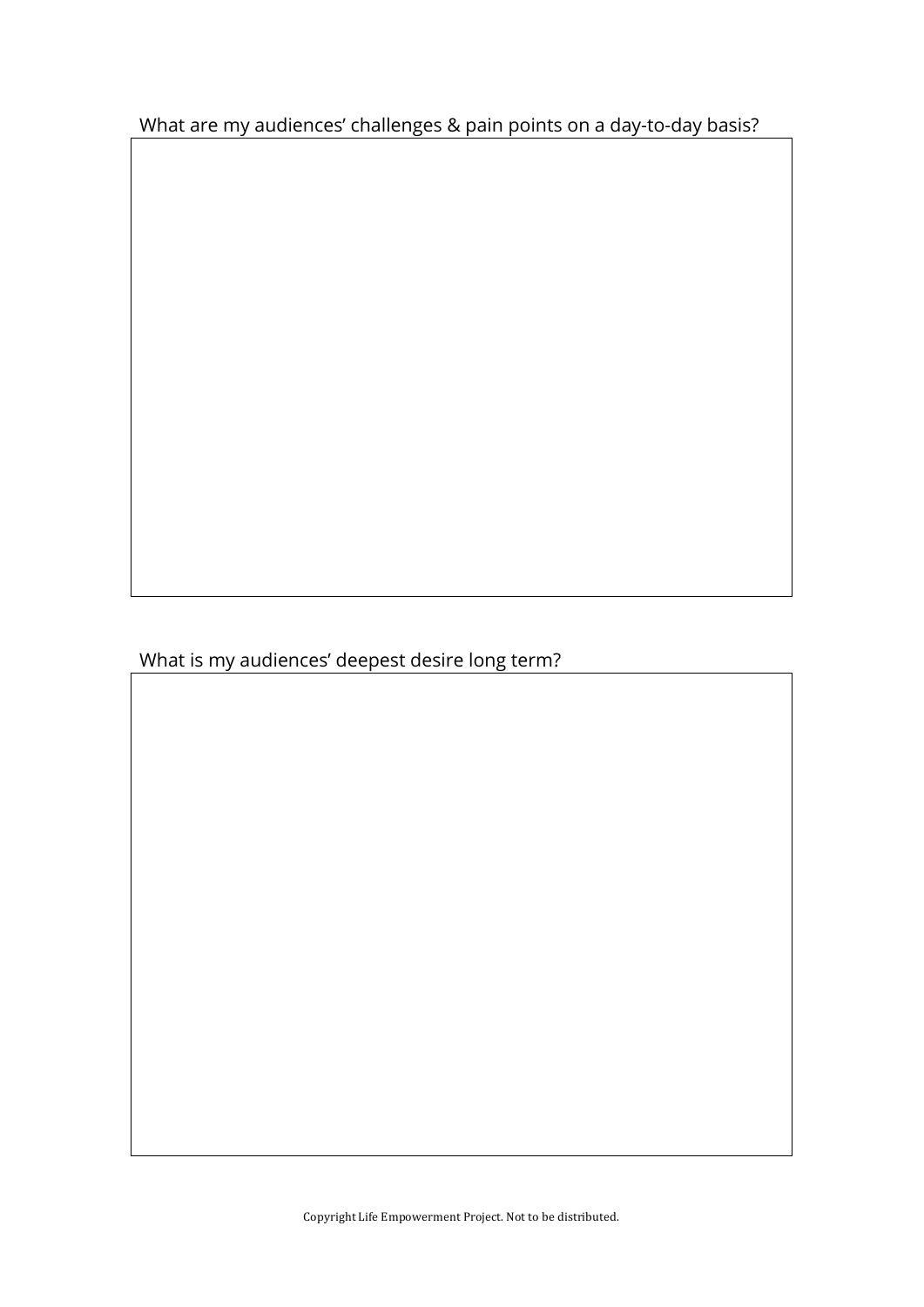What are my audiences' challenges & pain points on a day-to-day basis?

What is my audiences' deepest desire long term?

Copyright Life Empowerment Project. Not to be distributed.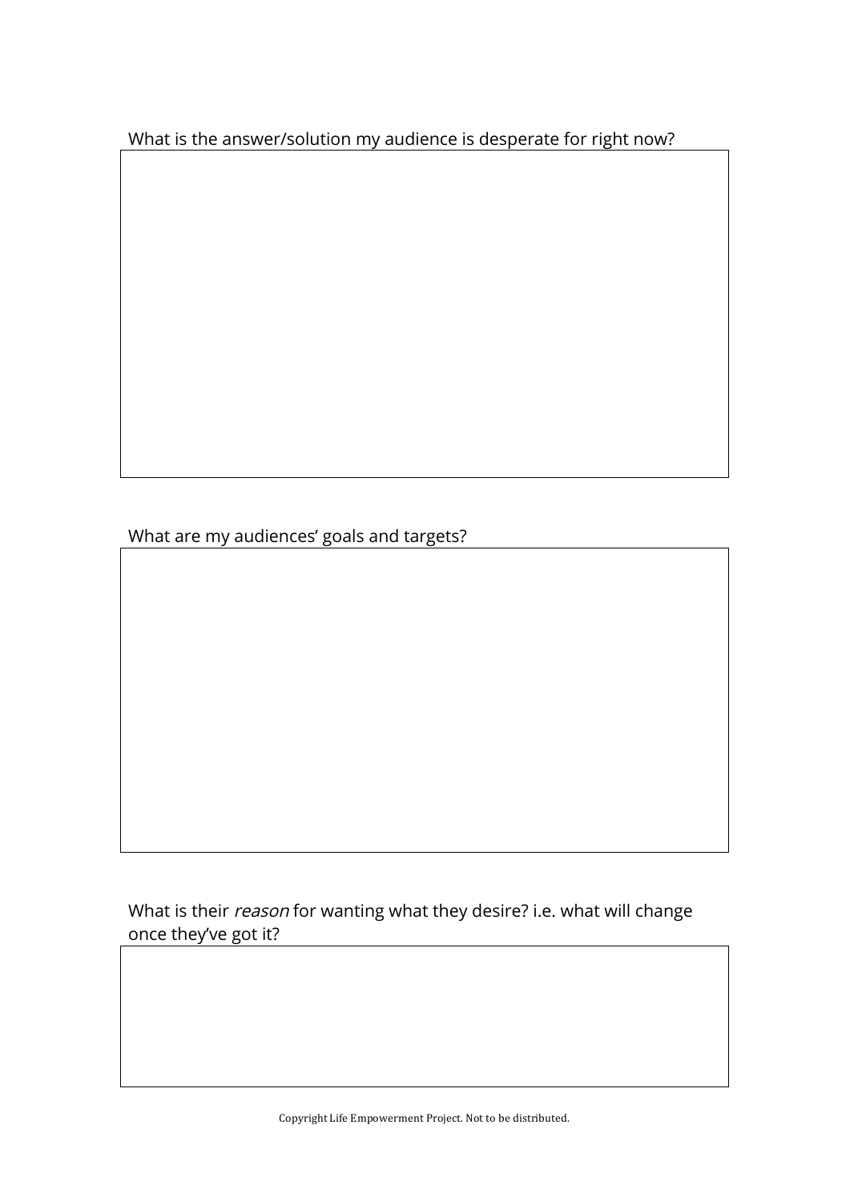What is the answer/solution my audience is desperate for right now?

What are my audiences' goals and targets?

What is their *reason* for wanting what they desire? i.e. what will change once they've got it?

Copyright Life Empowerment Project. Not to be distributed.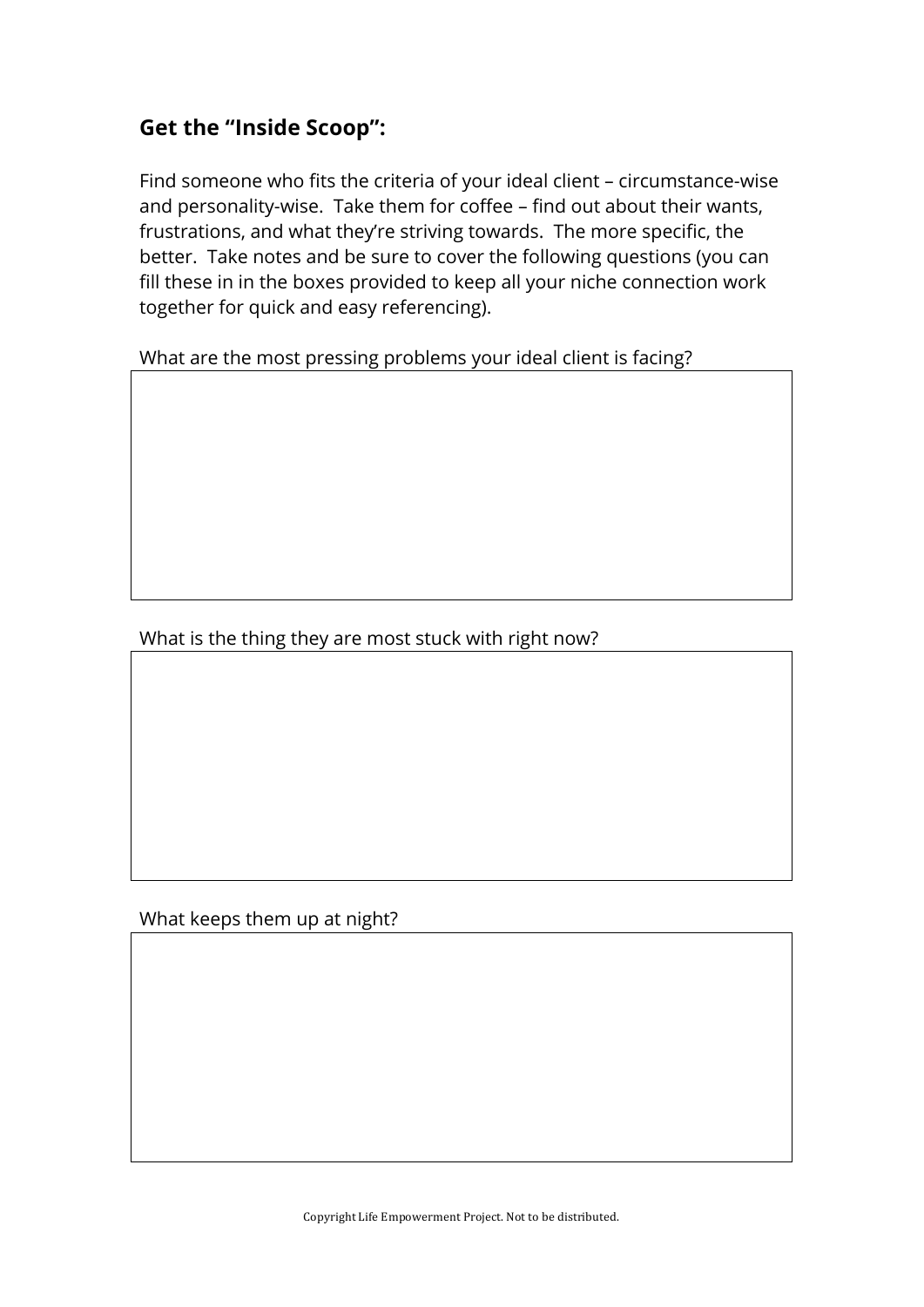## Get the "Inside Scoop":

Find someone who fits the criteria of your ideal client – circumstance-wise and personality-wise. Take them for coffee – find out about their wants, frustrations, and what they're striving towards. The more specific, the better. Take notes and be sure to cover the following questions (you can fill these in in the boxes provided to keep all your niche connection work together for quick and easy referencing).

What are the most pressing problems your ideal client is facing?

What is the thing they are most stuck with right now?

What keeps them up at night?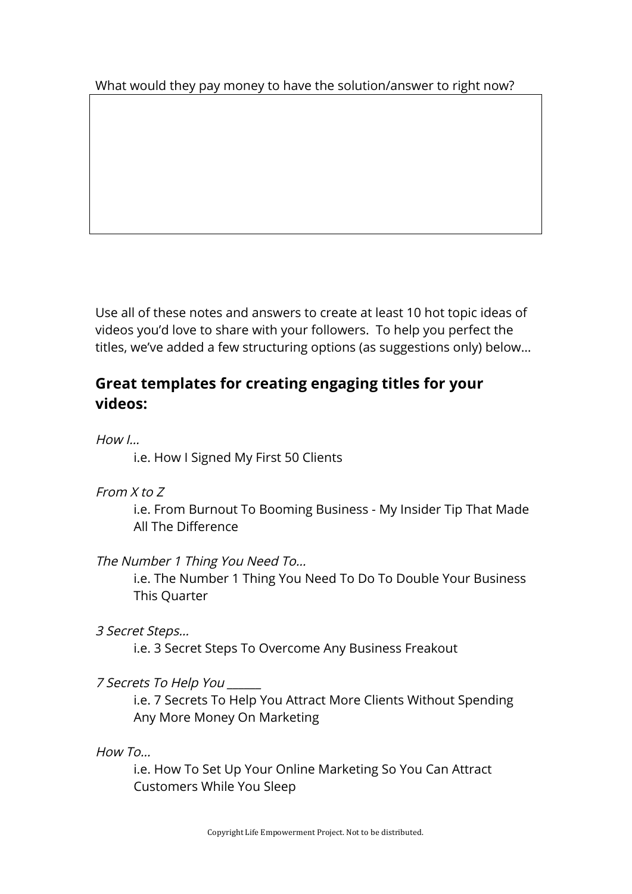What would they pay money to have the solution/answer to right now?

Use all of these notes and answers to create at least 10 hot topic ideas of videos you'd love to share with your followers. To help you perfect the titles, we've added a few structuring options (as suggestions only) below...

## Great templates for creating engaging titles for your videos:

*How I...*

i.e. How I Signed My First 50 Clients

*From X to Z*

i.e. From Burnout To Booming Business - My Insider Tip That Made All The Difference

*The Number 1 Thing You Need To...*

i.e. The Number 1 Thing You Need To Do To Double Your Business This Quarter

*3 Secret Steps...*

i.e. 3 Secret Steps To Overcome Any Business Freakout

*7 Secrets To Help You ______*

i.e. 7 Secrets To Help You Attract More Clients Without Spending Any More Money On Marketing

*How To...*

i.e. How To Set Up Your Online Marketing So You Can Attract Customers While You Sleep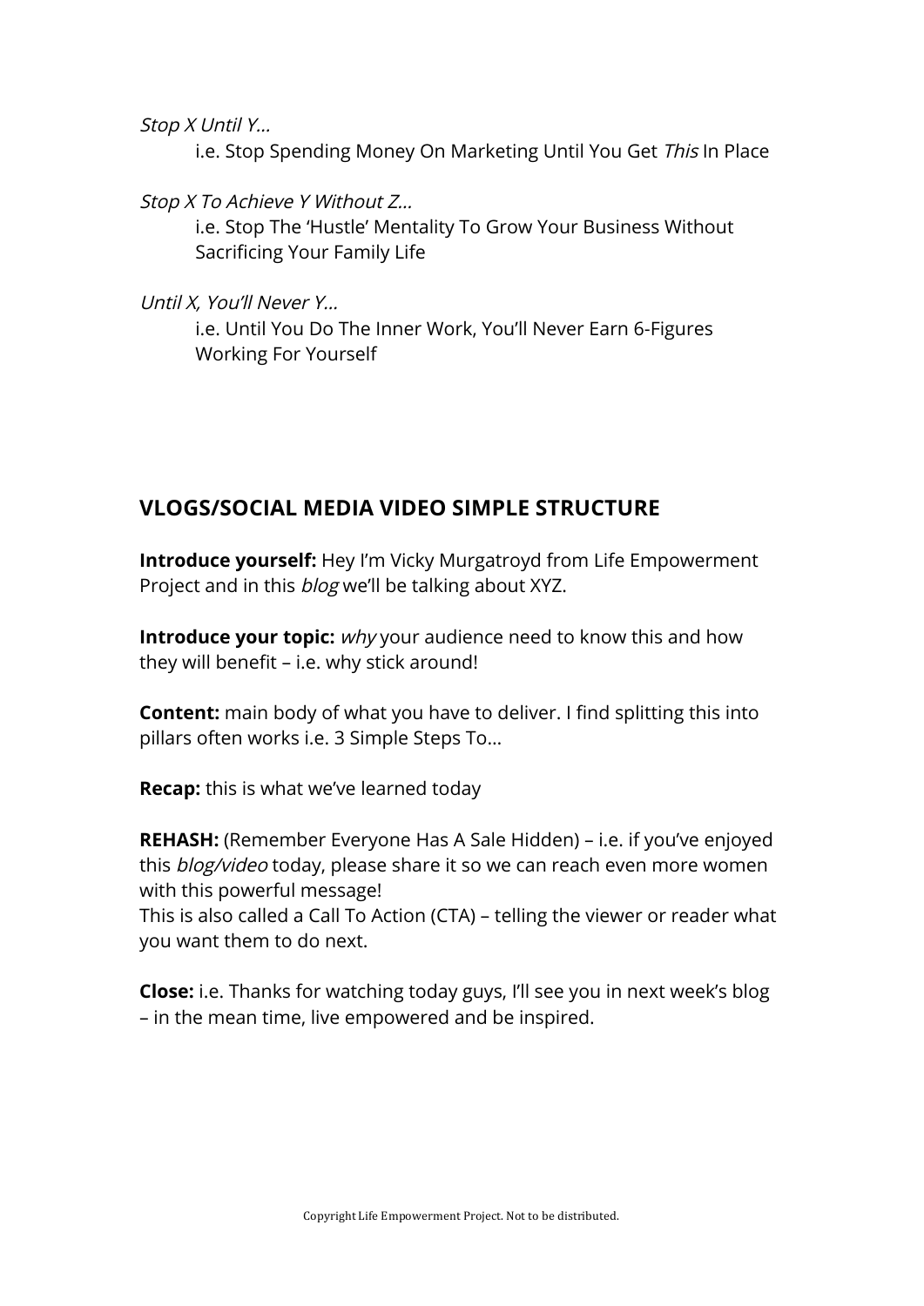*Stop X Until Y…*

i.e. Stop Spending Money On Marketing Until You Get *This* In Place

*Stop X To Achieve Y Without Z…*

i.e. Stop The 'Hustle' Mentality To Grow Your Business Without Sacrificing Your Family Life

*Until X, You'll Never Y…*

i.e. Until You Do The Inner Work, You'll Never Earn 6-Figures Working For Yourself

## VLOGS/SOCIAL MEDIA VIDEO SIMPLE STRUCTURE

**Introduce yourself:** Hey I'm Vicky Murgatroyd from Life Empowerment Project and in this *blog* we'll be talking about XYZ.

**Introduce your topic:** *why* your audience need to know this and how they will benefit – i.e. why stick around!

**Content:** main body of what you have to deliver. I find splitting this into pillars often works i.e. 3 Simple Steps To…

**Recap:** this is what we've learned today

**REHASH:** (Remember Everyone Has A Sale Hidden) – i.e. if you've enjoyed this *blog/video* today, please share it so we can reach even more women with this powerful message!
This is also called a Call To Action (CTA) – telling the viewer or reader what you want them to do next.

**Close:** i.e. Thanks for watching today guys, I'll see you in next week's blog – in the mean time, live empowered and be inspired.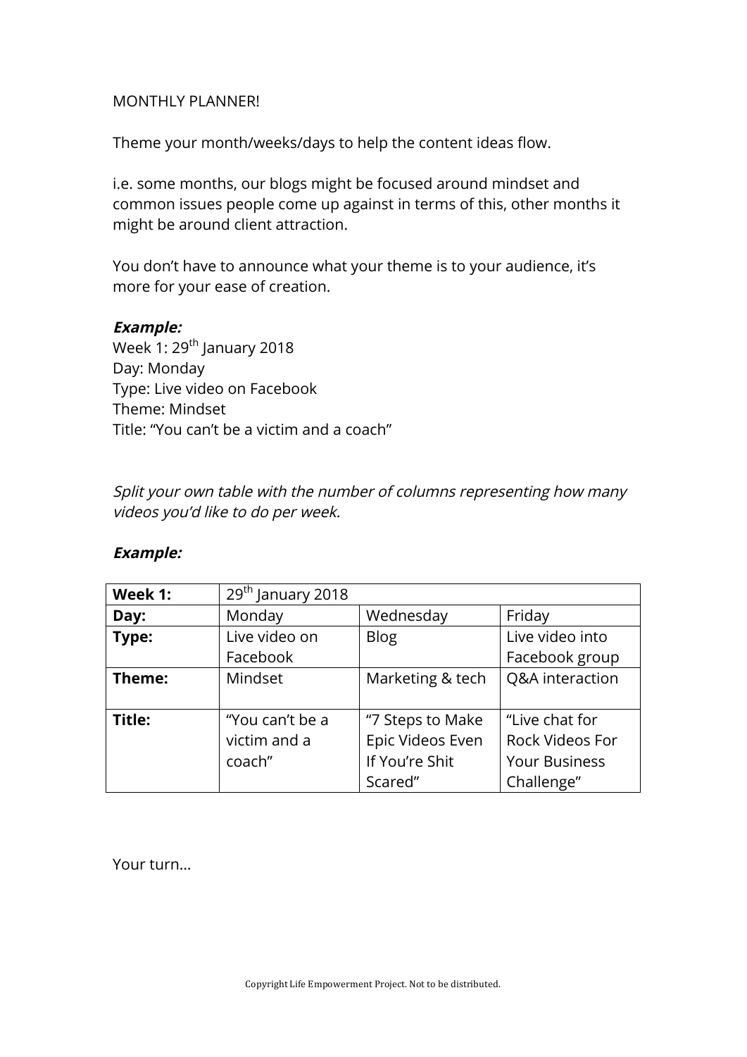MONTHLY PLANNER!

Theme your month/weeks/days to help the content ideas flow.

i.e. some months, our blogs might be focused around mindset and common issues people come up against in terms of this, other months it might be around client attraction.

You don't have to announce what your theme is to your audience, it's more for your ease of creation.

***Example:***
Week 1: 29th January 2018
Day: Monday
Type: Live video on Facebook
Theme: Mindset
Title: "You can't be a victim and a coach"

*Split your own table with the number of columns representing how many videos you'd like to do per week.*

***Example:***

| **Week 1:** | 29th January 2018 | | |
|---|---|---|---|
| **Day:** | Monday | Wednesday | Friday |
| **Type:** | Live video on Facebook | Blog | Live video into Facebook group |
| **Theme:** | Mindset | Marketing & tech | Q&A interaction |
| **Title:** | "You can't be a victim and a coach" | "7 Steps to Make Epic Videos Even If You're Shit Scared" | "Live chat for Rock Videos For Your Business Challenge" |

Your turn…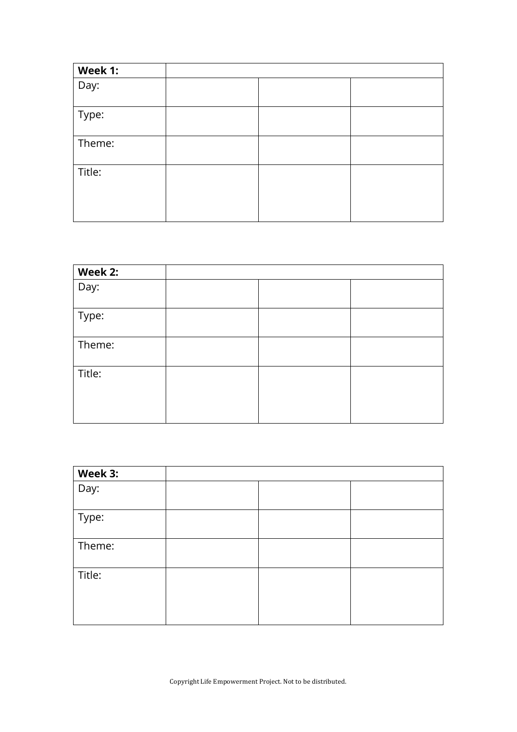| **Week 1:** | | | |
|---|---|---|---|
| Day: | | | |
| Type: | | | |
| Theme: | | | |
| Title: | | | |

| **Week 2:** | | | |
|---|---|---|---|
| Day: | | | |
| Type: | | | |
| Theme: | | | |
| Title: | | | |

| **Week 3:** | | | |
|---|---|---|---|
| Day: | | | |
| Type: | | | |
| Theme: | | | |
| Title: | | | |

Copyright Life Empowerment Project. Not to be distributed.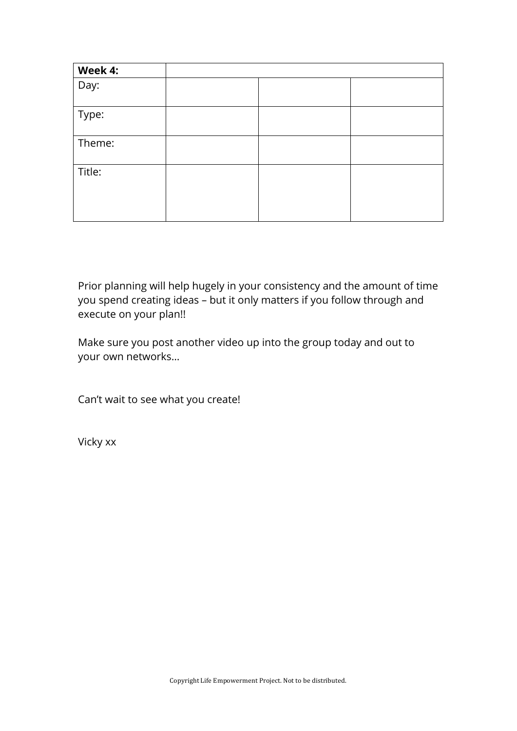| **Week 4:** | | | |
|---|---|---|---|
| Day: | | | |
| Type: | | | |
| Theme: | | | |
| Title: | | | |

Prior planning will help hugely in your consistency and the amount of time you spend creating ideas – but it only matters if you follow through and execute on your plan!!

Make sure you post another video up into the group today and out to your own networks…

Can't wait to see what you create!

Vicky xx

Copyright Life Empowerment Project. Not to be distributed.